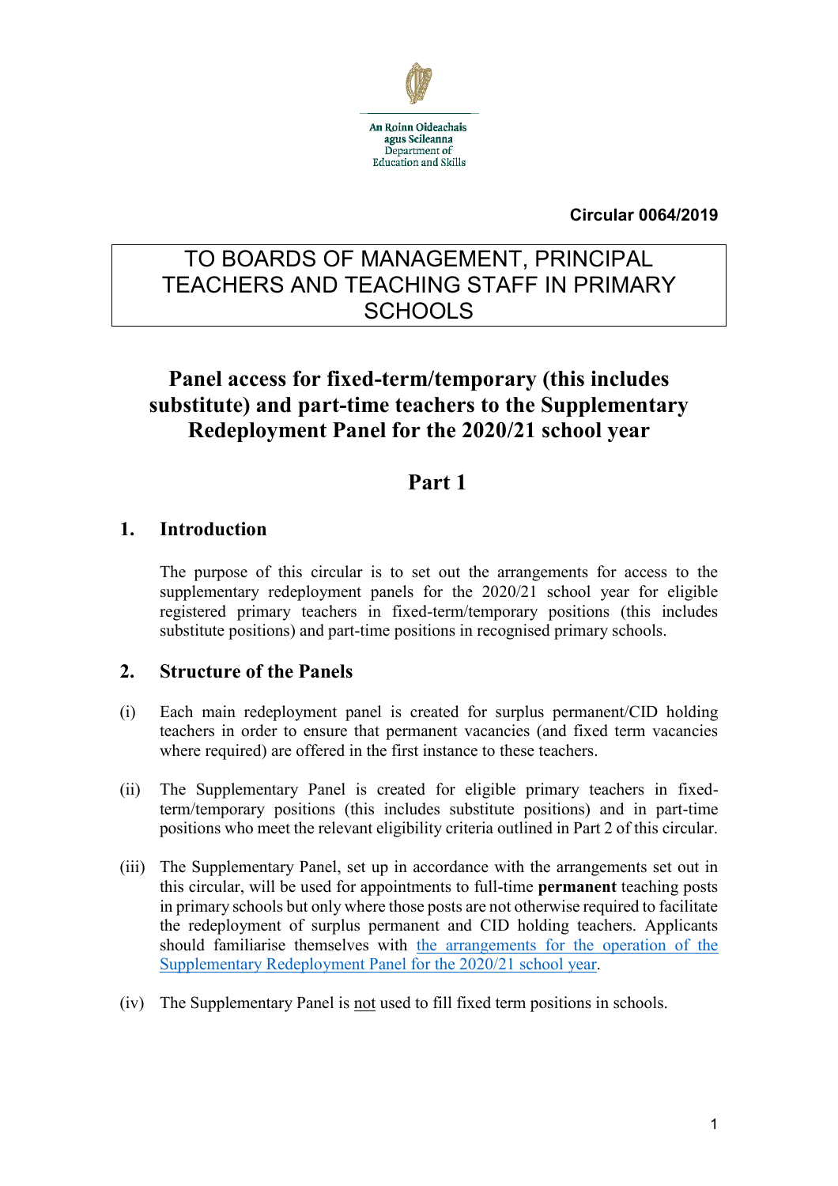An Roinn Oideachais agus Scileanna
Department of Education and Skills

**Circular 0064/2019**

TO BOARDS OF MANAGEMENT, PRINCIPAL TEACHERS AND TEACHING STAFF IN PRIMARY SCHOOLS

# Panel access for fixed-term/temporary (this includes substitute) and part-time teachers to the Supplementary Redeployment Panel for the 2020/21 school year

## Part 1

### 1. Introduction

The purpose of this circular is to set out the arrangements for access to the supplementary redeployment panels for the 2020/21 school year for eligible registered primary teachers in fixed-term/temporary positions (this includes substitute positions) and part-time positions in recognised primary schools.

### 2. Structure of the Panels

(i) Each main redeployment panel is created for surplus permanent/CID holding teachers in order to ensure that permanent vacancies (and fixed term vacancies where required) are offered in the first instance to these teachers.

(ii) The Supplementary Panel is created for eligible primary teachers in fixed-term/temporary positions (this includes substitute positions) and in part-time positions who meet the relevant eligibility criteria outlined in Part 2 of this circular.

(iii) The Supplementary Panel, set up in accordance with the arrangements set out in this circular, will be used for appointments to full-time **permanent** teaching posts in primary schools but only where those posts are not otherwise required to facilitate the redeployment of surplus permanent and CID holding teachers. Applicants should familiarise themselves with the arrangements for the operation of the Supplementary Redeployment Panel for the 2020/21 school year.

(iv) The Supplementary Panel is not used to fill fixed term positions in schools.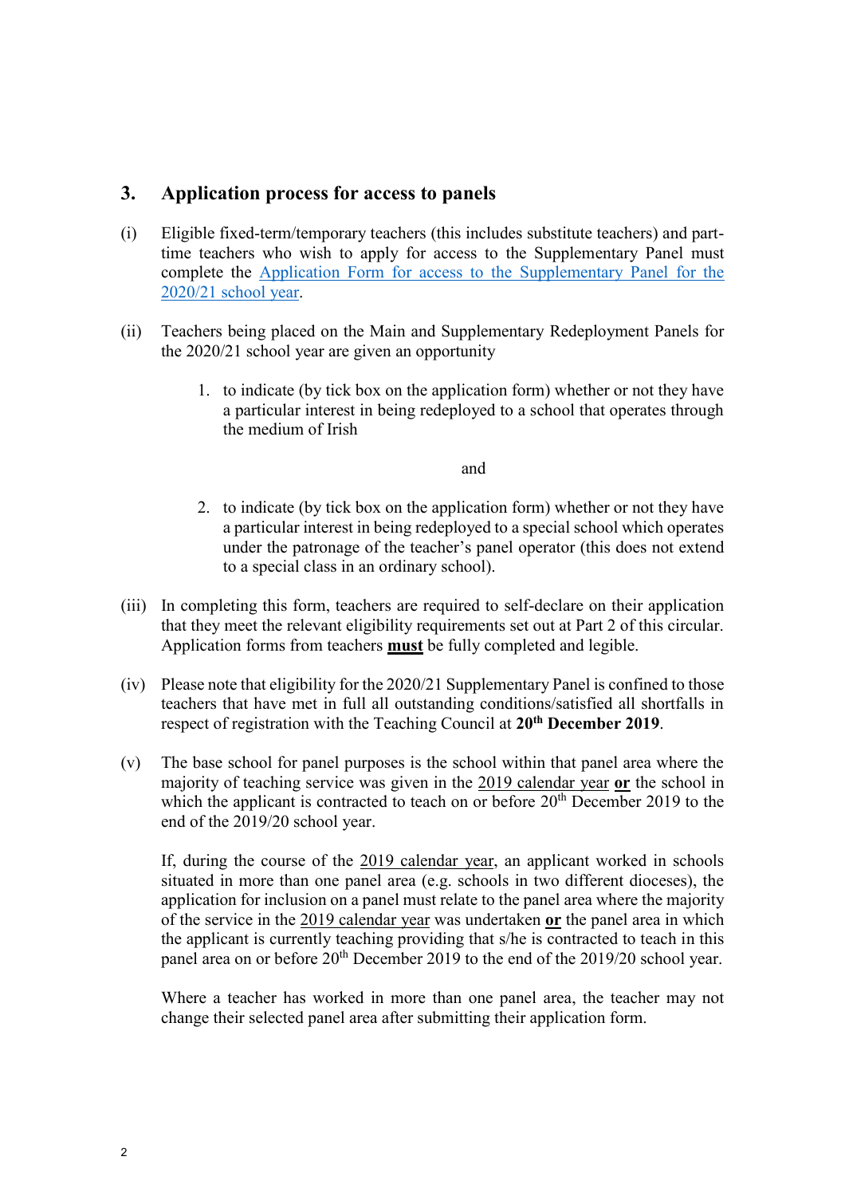## 3. Application process for access to panels

(i) Eligible fixed-term/temporary teachers (this includes substitute teachers) and part-time teachers who wish to apply for access to the Supplementary Panel must complete the [Application Form for access to the Supplementary Panel for the 2020/21 school year](#).

(ii) Teachers being placed on the Main and Supplementary Redeployment Panels for the 2020/21 school year are given an opportunity

1. to indicate (by tick box on the application form) whether or not they have a particular interest in being redeployed to a school that operates through the medium of Irish

and

2. to indicate (by tick box on the application form) whether or not they have a particular interest in being redeployed to a special school which operates under the patronage of the teacher's panel operator (this does not extend to a special class in an ordinary school).

(iii) In completing this form, teachers are required to self-declare on their application that they meet the relevant eligibility requirements set out at Part 2 of this circular. Application forms from teachers **must** be fully completed and legible.

(iv) Please note that eligibility for the 2020/21 Supplementary Panel is confined to those teachers that have met in full all outstanding conditions/satisfied all shortfalls in respect of registration with the Teaching Council at **20th December 2019**.

(v) The base school for panel purposes is the school within that panel area where the majority of teaching service was given in the 2019 calendar year **or** the school in which the applicant is contracted to teach on or before 20th December 2019 to the end of the 2019/20 school year.

If, during the course of the 2019 calendar year, an applicant worked in schools situated in more than one panel area (e.g. schools in two different dioceses), the application for inclusion on a panel must relate to the panel area where the majority of the service in the 2019 calendar year was undertaken **or** the panel area in which the applicant is currently teaching providing that s/he is contracted to teach in this panel area on or before 20th December 2019 to the end of the 2019/20 school year.

Where a teacher has worked in more than one panel area, the teacher may not change their selected panel area after submitting their application form.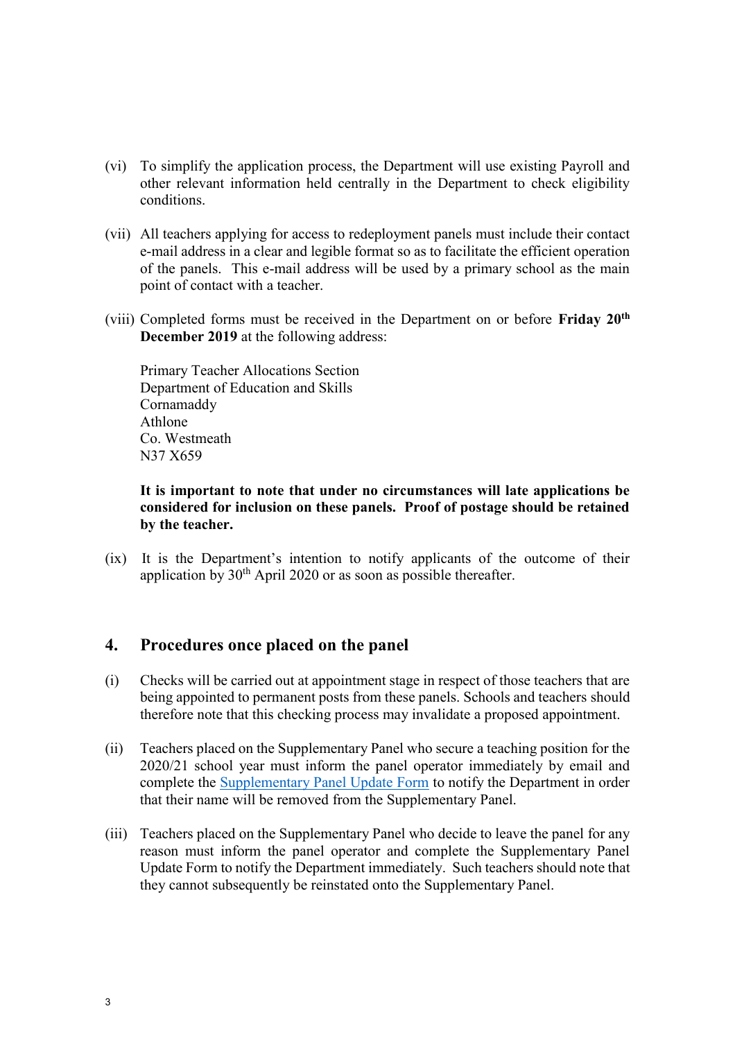(vi) To simplify the application process, the Department will use existing Payroll and other relevant information held centrally in the Department to check eligibility conditions.

(vii) All teachers applying for access to redeployment panels must include their contact e-mail address in a clear and legible format so as to facilitate the efficient operation of the panels. This e-mail address will be used by a primary school as the main point of contact with a teacher.

(viii) Completed forms must be received in the Department on or before **Friday 20th December 2019** at the following address:

Primary Teacher Allocations Section
Department of Education and Skills
Cornamaddy
Athlone
Co. Westmeath
N37 X659

**It is important to note that under no circumstances will late applications be considered for inclusion on these panels. Proof of postage should be retained by the teacher.**

(ix) It is the Department's intention to notify applicants of the outcome of their application by 30th April 2020 or as soon as possible thereafter.

## 4. Procedures once placed on the panel

(i) Checks will be carried out at appointment stage in respect of those teachers that are being appointed to permanent posts from these panels. Schools and teachers should therefore note that this checking process may invalidate a proposed appointment.

(ii) Teachers placed on the Supplementary Panel who secure a teaching position for the 2020/21 school year must inform the panel operator immediately by email and complete the Supplementary Panel Update Form to notify the Department in order that their name will be removed from the Supplementary Panel.

(iii) Teachers placed on the Supplementary Panel who decide to leave the panel for any reason must inform the panel operator and complete the Supplementary Panel Update Form to notify the Department immediately. Such teachers should note that they cannot subsequently be reinstated onto the Supplementary Panel.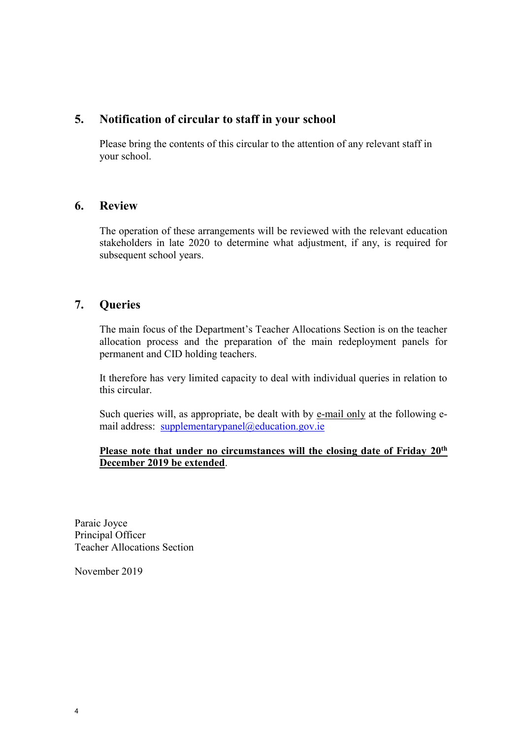## 5. Notification of circular to staff in your school

Please bring the contents of this circular to the attention of any relevant staff in your school.

## 6. Review

The operation of these arrangements will be reviewed with the relevant education stakeholders in late 2020 to determine what adjustment, if any, is required for subsequent school years.

## 7. Queries

The main focus of the Department's Teacher Allocations Section is on the teacher allocation process and the preparation of the main redeployment panels for permanent and CID holding teachers.

It therefore has very limited capacity to deal with individual queries in relation to this circular.

Such queries will, as appropriate, be dealt with by e-mail only at the following e-mail address: supplementarypanel@education.gov.ie

**Please note that under no circumstances will the closing date of Friday 20th December 2019 be extended**.

Paraic Joyce
Principal Officer
Teacher Allocations Section

November 2019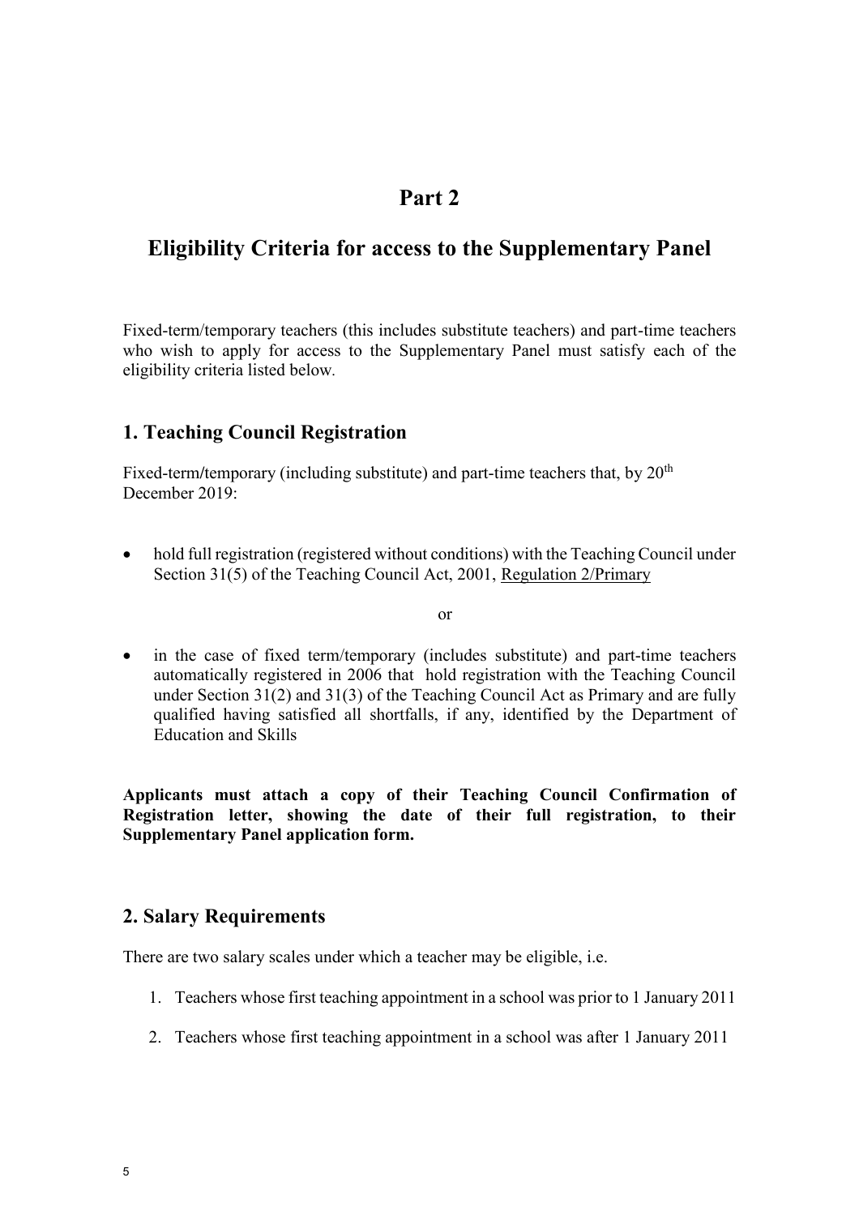# Part 2

# Eligibility Criteria for access to the Supplementary Panel

Fixed-term/temporary teachers (this includes substitute teachers) and part-time teachers who wish to apply for access to the Supplementary Panel must satisfy each of the eligibility criteria listed below.

## 1. Teaching Council Registration

Fixed-term/temporary (including substitute) and part-time teachers that, by 20th December 2019:

- hold full registration (registered without conditions) with the Teaching Council under Section 31(5) of the Teaching Council Act, 2001, Regulation 2/Primary

or

- in the case of fixed term/temporary (includes substitute) and part-time teachers automatically registered in 2006 that hold registration with the Teaching Council under Section 31(2) and 31(3) of the Teaching Council Act as Primary and are fully qualified having satisfied all shortfalls, if any, identified by the Department of Education and Skills

**Applicants must attach a copy of their Teaching Council Confirmation of Registration letter, showing the date of their full registration, to their Supplementary Panel application form.**

## 2. Salary Requirements

There are two salary scales under which a teacher may be eligible, i.e.

1. Teachers whose first teaching appointment in a school was prior to 1 January 2011
2. Teachers whose first teaching appointment in a school was after 1 January 2011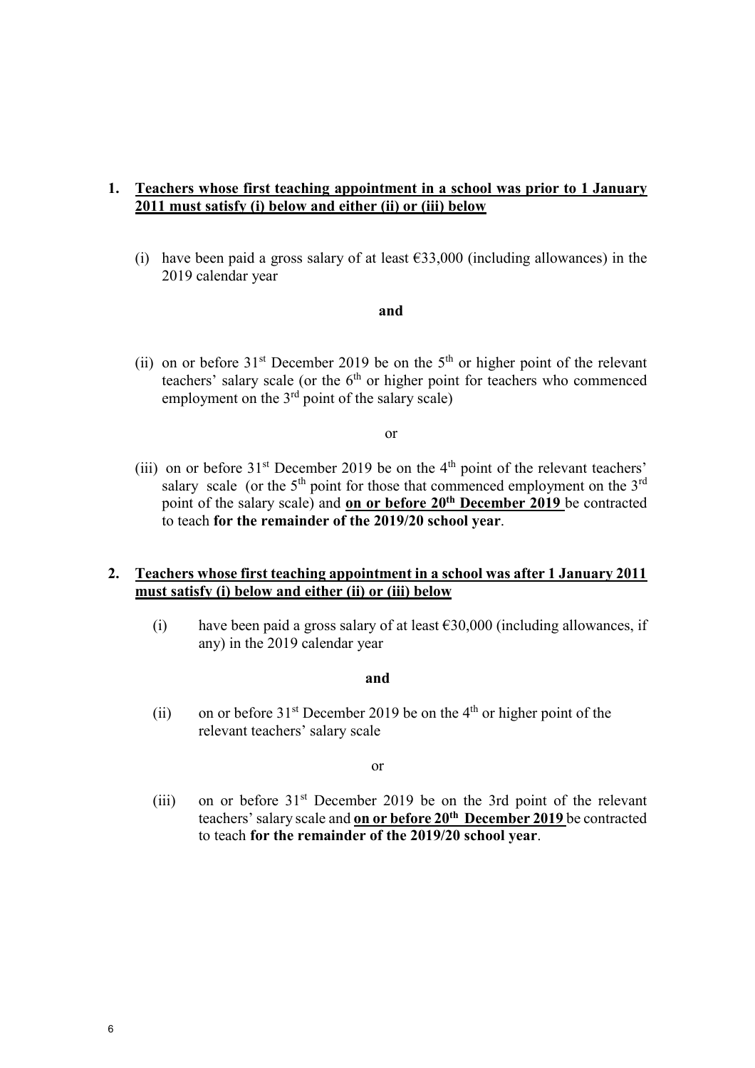1. **<u>Teachers whose first teaching appointment in a school was prior to 1 January 2011 must satisfy (i) below and either (ii) or (iii) below</u>**

   (i) have been paid a gross salary of at least €33,000 (including allowances) in the 2019 calendar year

   **and**

   (ii) on or before 31st December 2019 be on the 5th or higher point of the relevant teachers' salary scale (or the 6th or higher point for teachers who commenced employment on the 3rd point of the salary scale)

   or

   (iii) on or before 31st December 2019 be on the 4th point of the relevant teachers' salary scale (or the 5th point for those that commenced employment on the 3rd point of the salary scale) and **<u>on or before 20th December 2019</u>** be contracted to teach **for the remainder of the 2019/20 school year**.

2. **<u>Teachers whose first teaching appointment in a school was after 1 January 2011 must satisfy (i) below and either (ii) or (iii) below</u>**

   (i) have been paid a gross salary of at least €30,000 (including allowances, if any) in the 2019 calendar year

   **and**

   (ii) on or before 31st December 2019 be on the 4th or higher point of the relevant teachers' salary scale

   or

   (iii) on or before 31st December 2019 be on the 3rd point of the relevant teachers' salary scale and **<u>on or before 20th December 2019</u>** be contracted to teach **for the remainder of the 2019/20 school year**.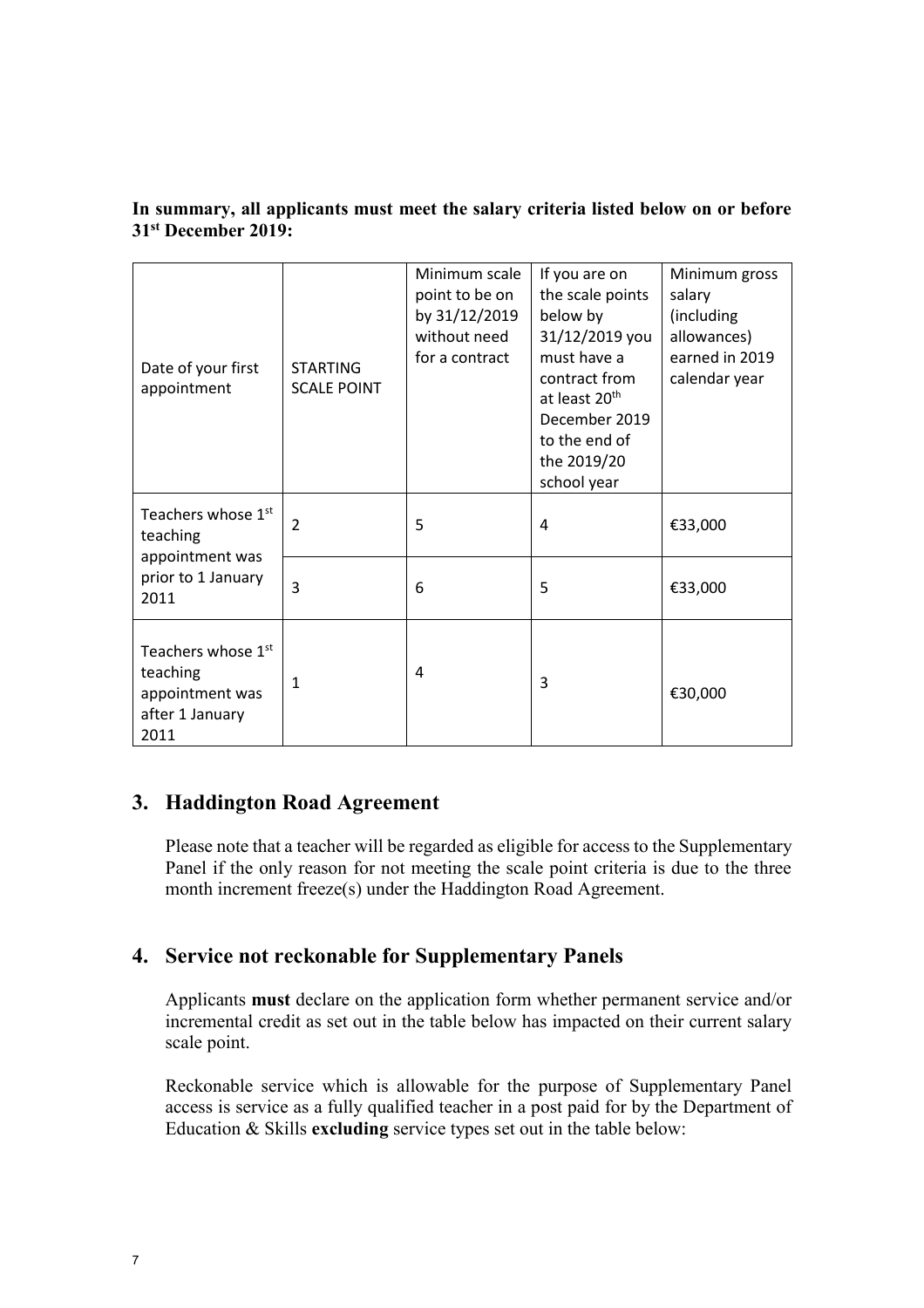**In summary, all applicants must meet the salary criteria listed below on or before 31st December 2019:**

| Date of your first appointment | STARTING SCALE POINT | Minimum scale point to be on by 31/12/2019 without need for a contract | If you are on the scale points below by 31/12/2019 you must have a contract from at least 20th December 2019 to the end of the 2019/20 school year | Minimum gross salary (including allowances) earned in 2019 calendar year |
|---|---|---|---|---|
| Teachers whose 1st teaching appointment was prior to 1 January 2011 | 2 | 5 | 4 | €33,000 |
| | 3 | 6 | 5 | €33,000 |
| Teachers whose 1st teaching appointment was after 1 January 2011 | 1 | 4 | 3 | €30,000 |

## 3. Haddington Road Agreement

Please note that a teacher will be regarded as eligible for access to the Supplementary Panel if the only reason for not meeting the scale point criteria is due to the three month increment freeze(s) under the Haddington Road Agreement.

## 4. Service not reckonable for Supplementary Panels

Applicants **must** declare on the application form whether permanent service and/or incremental credit as set out in the table below has impacted on their current salary scale point.

Reckonable service which is allowable for the purpose of Supplementary Panel access is service as a fully qualified teacher in a post paid for by the Department of Education & Skills **excluding** service types set out in the table below: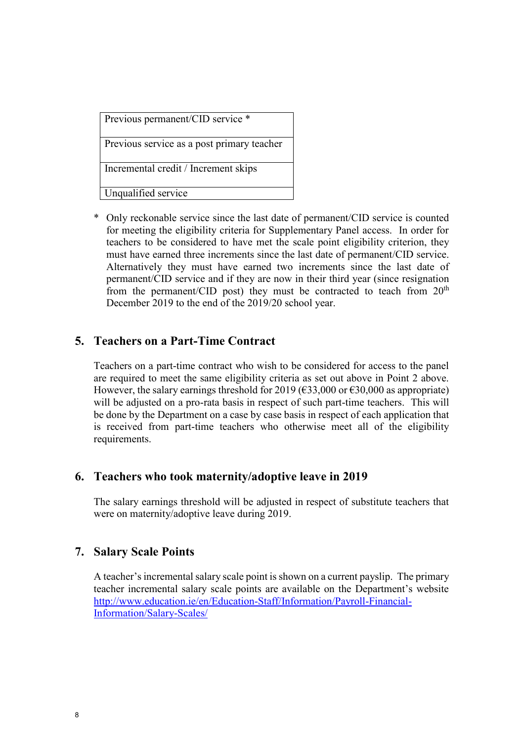| |
|---|
| Previous permanent/CID service * |
| Previous service as a post primary teacher |
| Incremental credit / Increment skips |
| Unqualified service |

\* Only reckonable service since the last date of permanent/CID service is counted for meeting the eligibility criteria for Supplementary Panel access. In order for teachers to be considered to have met the scale point eligibility criterion, they must have earned three increments since the last date of permanent/CID service. Alternatively they must have earned two increments since the last date of permanent/CID service and if they are now in their third year (since resignation from the permanent/CID post) they must be contracted to teach from 20th December 2019 to the end of the 2019/20 school year.

## 5. Teachers on a Part-Time Contract

Teachers on a part-time contract who wish to be considered for access to the panel are required to meet the same eligibility criteria as set out above in Point 2 above. However, the salary earnings threshold for 2019 (€33,000 or €30,000 as appropriate) will be adjusted on a pro-rata basis in respect of such part-time teachers. This will be done by the Department on a case by case basis in respect of each application that is received from part-time teachers who otherwise meet all of the eligibility requirements.

## 6. Teachers who took maternity/adoptive leave in 2019

The salary earnings threshold will be adjusted in respect of substitute teachers that were on maternity/adoptive leave during 2019.

## 7. Salary Scale Points

A teacher's incremental salary scale point is shown on a current payslip. The primary teacher incremental salary scale points are available on the Department's website [http://www.education.ie/en/Education-Staff/Information/Payroll-Financial-Information/Salary-Scales/](http://www.education.ie/en/Education-Staff/Information/Payroll-Financial-Information/Salary-Scales/)